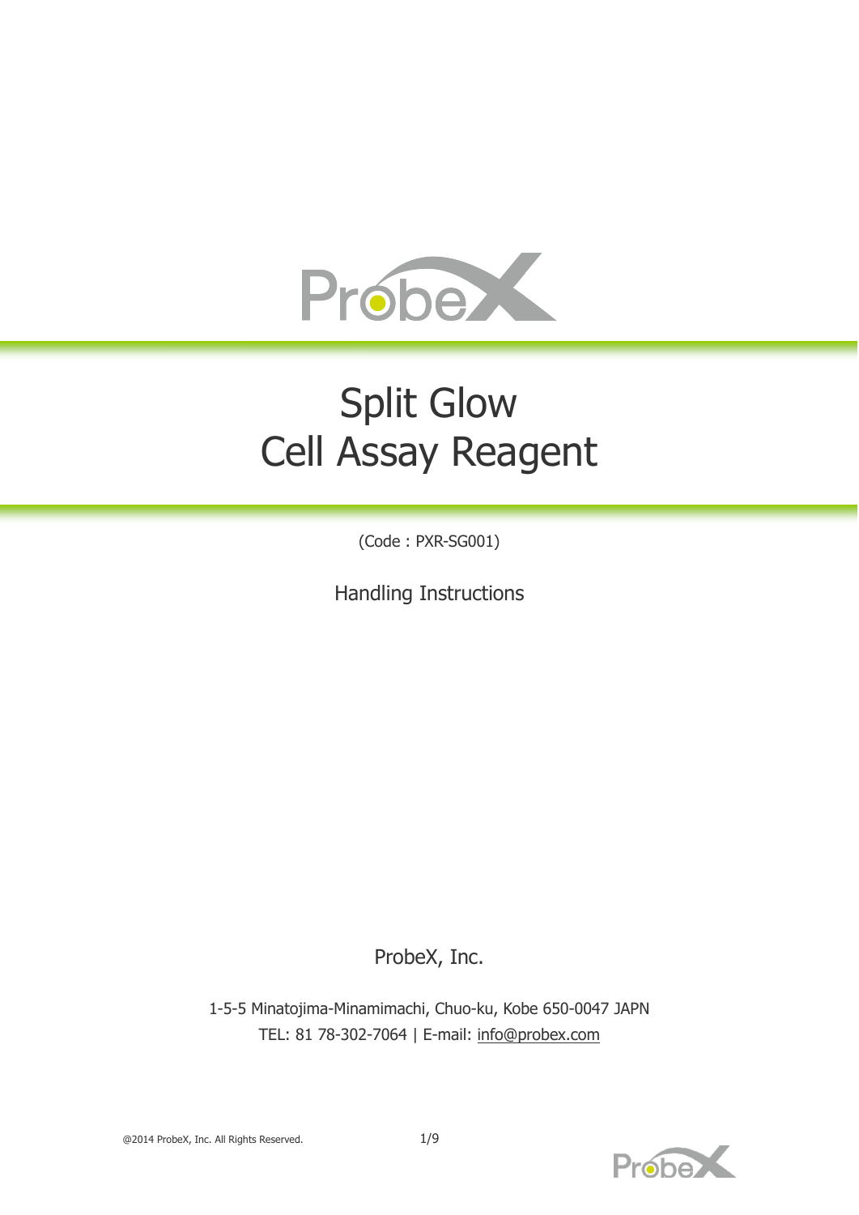# Split Glow
# Cell Assay Reagent

(Code : PXR-SG001)

Handling Instructions

ProbeX, Inc.

1-5-5 Minatojima-Minamimachi, Chuo-ku, Kobe 650-0047 JAPN
TEL: 81 78-302-7064 | E-mail: info@probex.com

@2014 ProbeX, Inc. All Rights Reserved.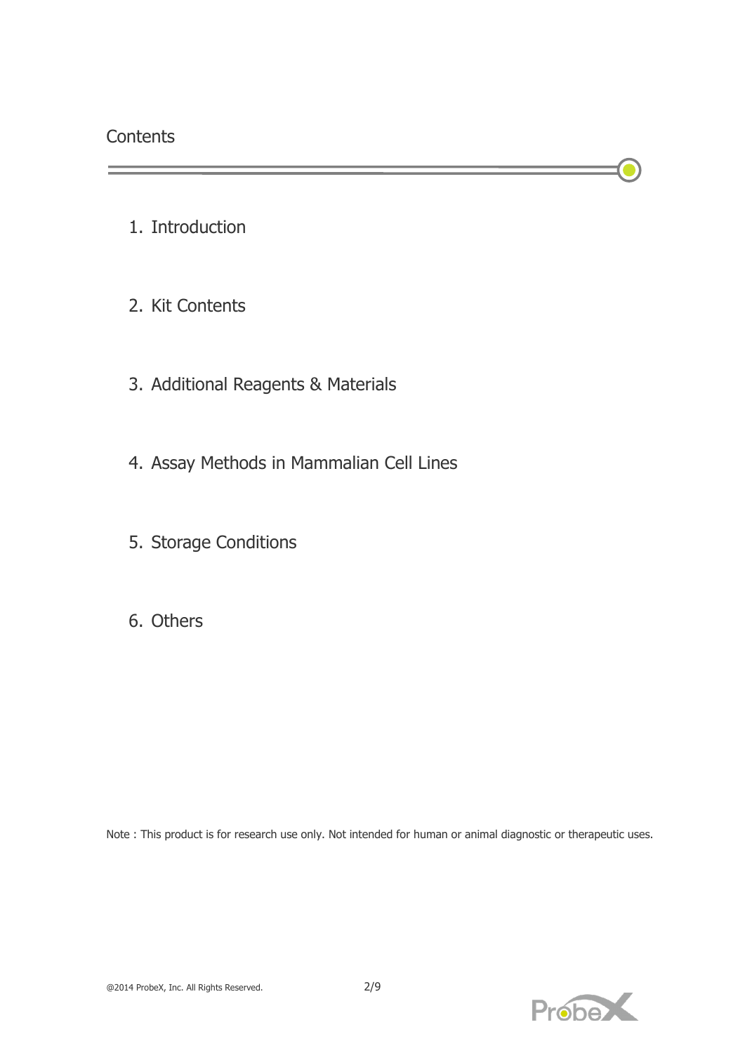# Contents

1. Introduction

2. Kit Contents

3. Additional Reagents & Materials

4. Assay Methods in Mammalian Cell Lines

5. Storage Conditions

6. Others

Note : This product is for research use only. Not intended for human or animal diagnostic or therapeutic uses.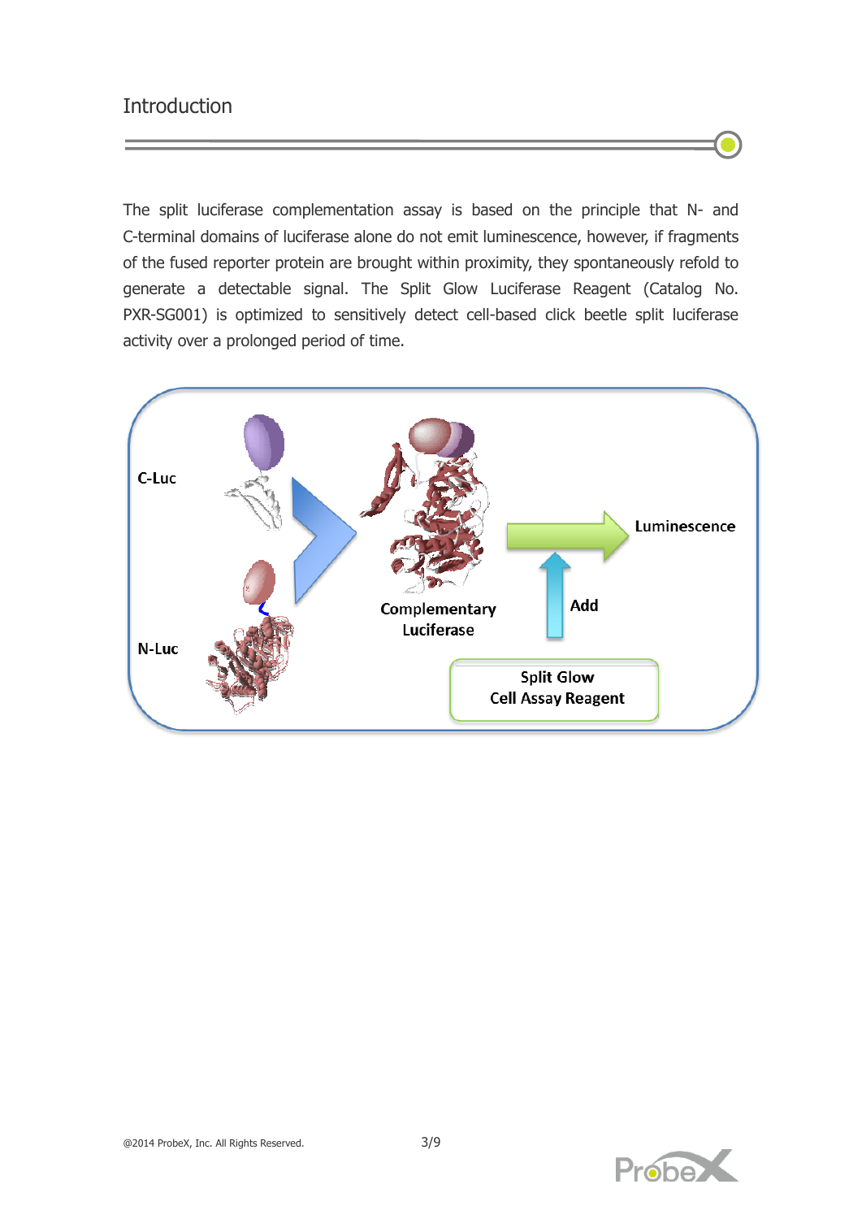# Introduction

The split luciferase complementation assay is based on the principle that N- and C-terminal domains of luciferase alone do not emit luminescence, however, if fragments of the fused reporter protein are brought within proximity, they spontaneously refold to generate a detectable signal. The Split Glow Luciferase Reagent (Catalog No. PXR-SG001) is optimized to sensitively detect cell-based click beetle split luciferase activity over a prolonged period of time.

C-Luc

N-Luc

Complementary Luciferase

Luminescence

Add

Split Glow
Cell Assay Reagent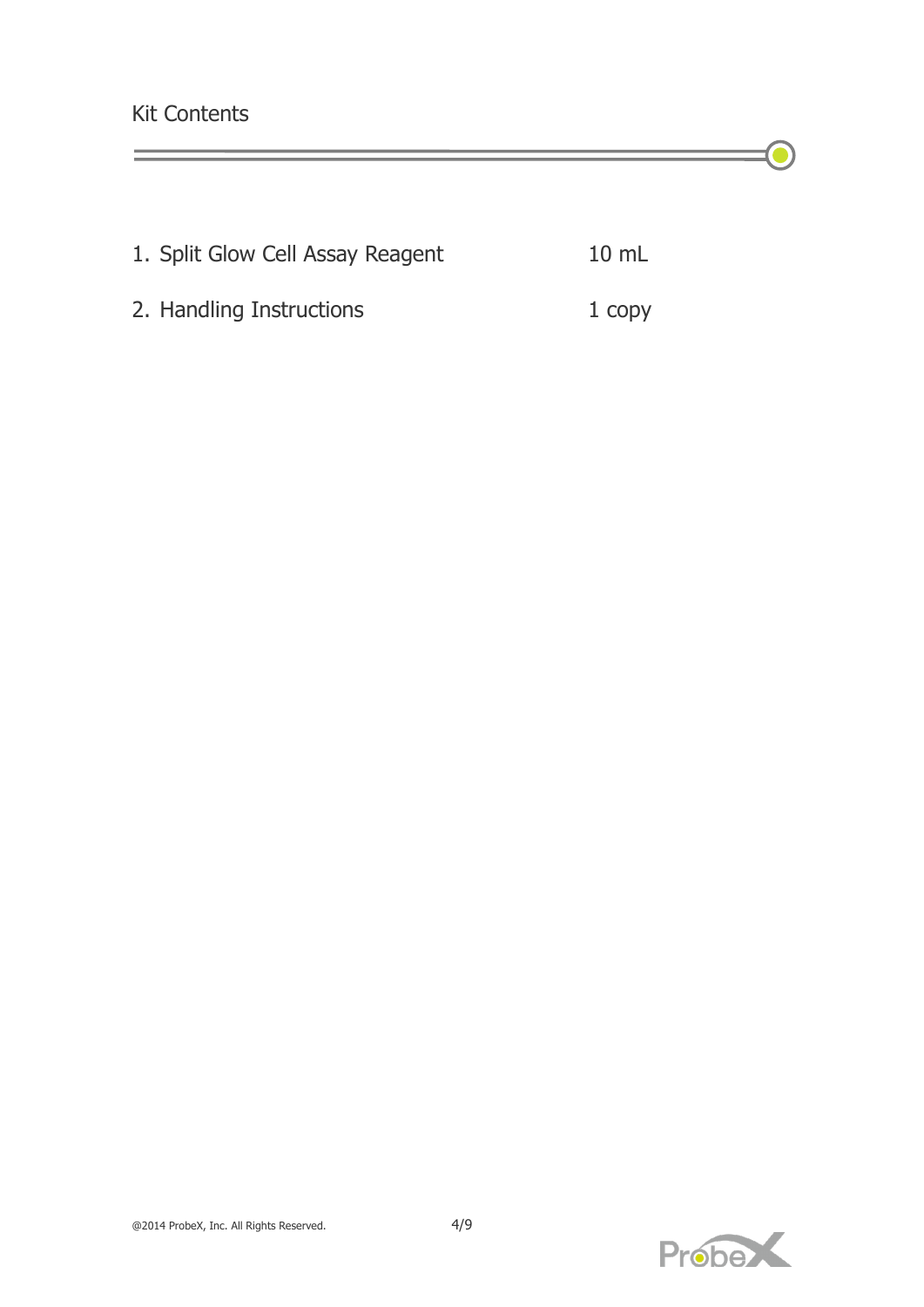## Kit Contents

1. Split Glow Cell Assay Reagent 10 mL
2. Handling Instructions 1 copy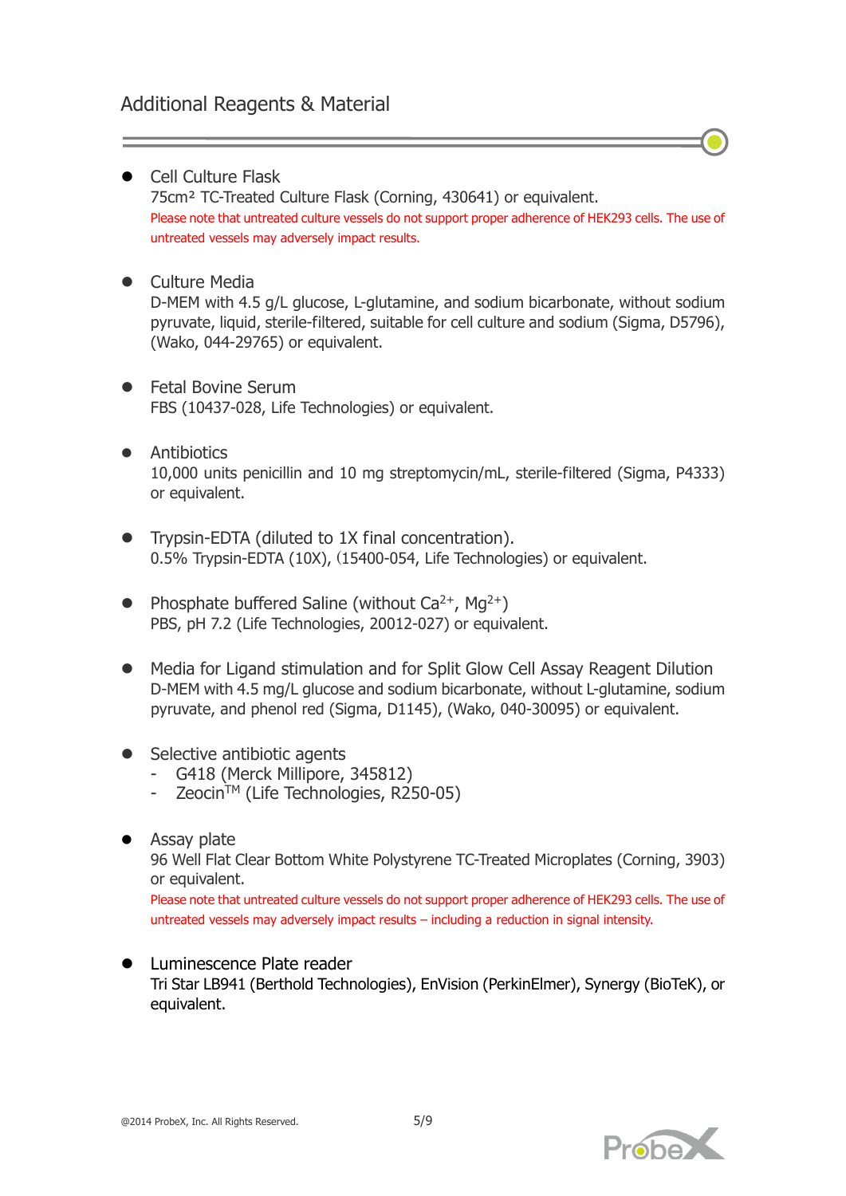## Additional Reagents & Material

- **Cell Culture Flask**
  75cm² TC-Treated Culture Flask (Corning, 430641) or equivalent.
  Please note that untreated culture vessels do not support proper adherence of HEK293 cells. The use of untreated vessels may adversely impact results.

- **Culture Media**
  D-MEM with 4.5 g/L glucose, L-glutamine, and sodium bicarbonate, without sodium pyruvate, liquid, sterile-filtered, suitable for cell culture and sodium (Sigma, D5796), (Wako, 044-29765) or equivalent.

- **Fetal Bovine Serum**
  FBS (10437-028, Life Technologies) or equivalent.

- **Antibiotics**
  10,000 units penicillin and 10 mg streptomycin/mL, sterile-filtered (Sigma, P4333) or equivalent.

- **Trypsin-EDTA (diluted to 1X final concentration).**
  0.5% Trypsin-EDTA (10X), (15400-054, Life Technologies) or equivalent.

- **Phosphate buffered Saline (without $Ca^{2+}$, $Mg^{2+}$)**
  PBS, pH 7.2 (Life Technologies, 20012-027) or equivalent.

- **Media for Ligand stimulation and for Split Glow Cell Assay Reagent Dilution**
  D-MEM with 4.5 mg/L glucose and sodium bicarbonate, without L-glutamine, sodium pyruvate, and phenol red (Sigma, D1145), (Wako, 040-30095) or equivalent.

- **Selective antibiotic agents**
  - G418 (Merck Millipore, 345812)
  - Zeocin™ (Life Technologies, R250-05)

- **Assay plate**
  96 Well Flat Clear Bottom White Polystyrene TC-Treated Microplates (Corning, 3903) or equivalent.
  Please note that untreated culture vessels do not support proper adherence of HEK293 cells. The use of untreated vessels may adversely impact results – including a reduction in signal intensity.

- **Luminescence Plate reader**
  Tri Star LB941 (Berthold Technologies), EnVision (PerkinElmer), Synergy (BioTeK), or equivalent.

@2014 ProbeX, Inc. All Rights Reserved.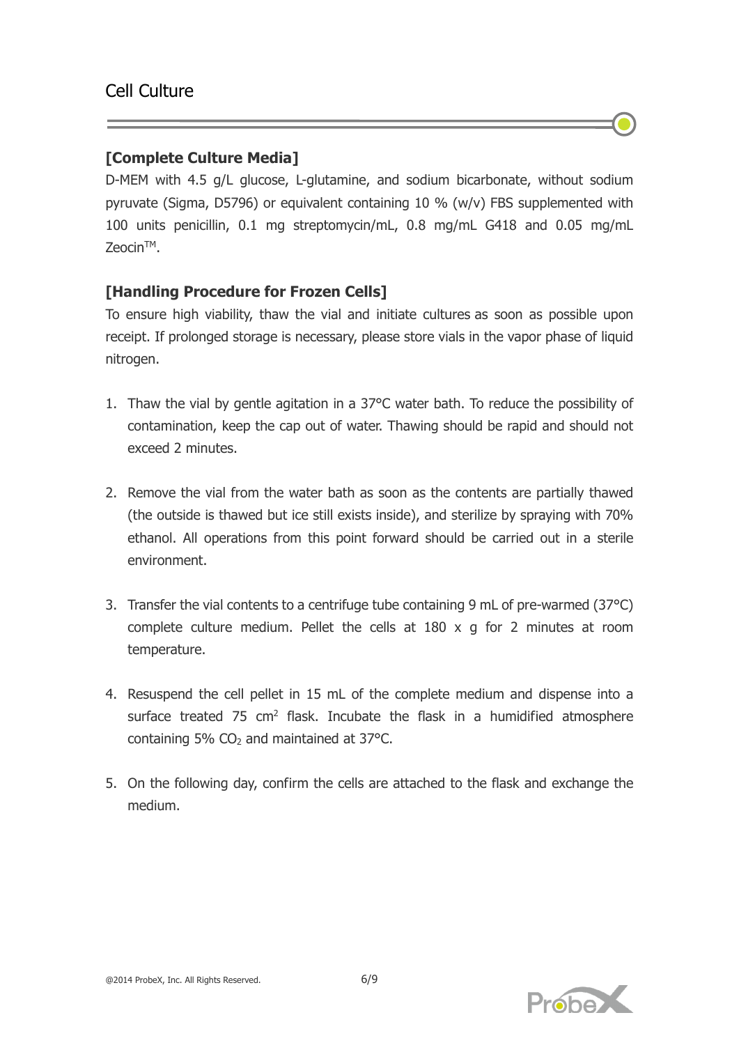# Cell Culture

**[Complete Culture Media]**

D-MEM with 4.5 g/L glucose, L-glutamine, and sodium bicarbonate, without sodium pyruvate (Sigma, D5796) or equivalent containing 10 % (w/v) FBS supplemented with 100 units penicillin, 0.1 mg streptomycin/mL, 0.8 mg/mL G418 and 0.05 mg/mL Zeocin™.

**[Handling Procedure for Frozen Cells]**

To ensure high viability, thaw the vial and initiate cultures as soon as possible upon receipt. If prolonged storage is necessary, please store vials in the vapor phase of liquid nitrogen.

1. Thaw the vial by gentle agitation in a 37°C water bath. To reduce the possibility of contamination, keep the cap out of water. Thawing should be rapid and should not exceed 2 minutes.

2. Remove the vial from the water bath as soon as the contents are partially thawed (the outside is thawed but ice still exists inside), and sterilize by spraying with 70% ethanol. All operations from this point forward should be carried out in a sterile environment.

3. Transfer the vial contents to a centrifuge tube containing 9 mL of pre-warmed (37°C) complete culture medium. Pellet the cells at 180 x g for 2 minutes at room temperature.

4. Resuspend the cell pellet in 15 mL of the complete medium and dispense into a surface treated 75 $cm^2$ flask. Incubate the flask in a humidified atmosphere containing 5% $CO_2$ and maintained at 37°C.

5. On the following day, confirm the cells are attached to the flask and exchange the medium.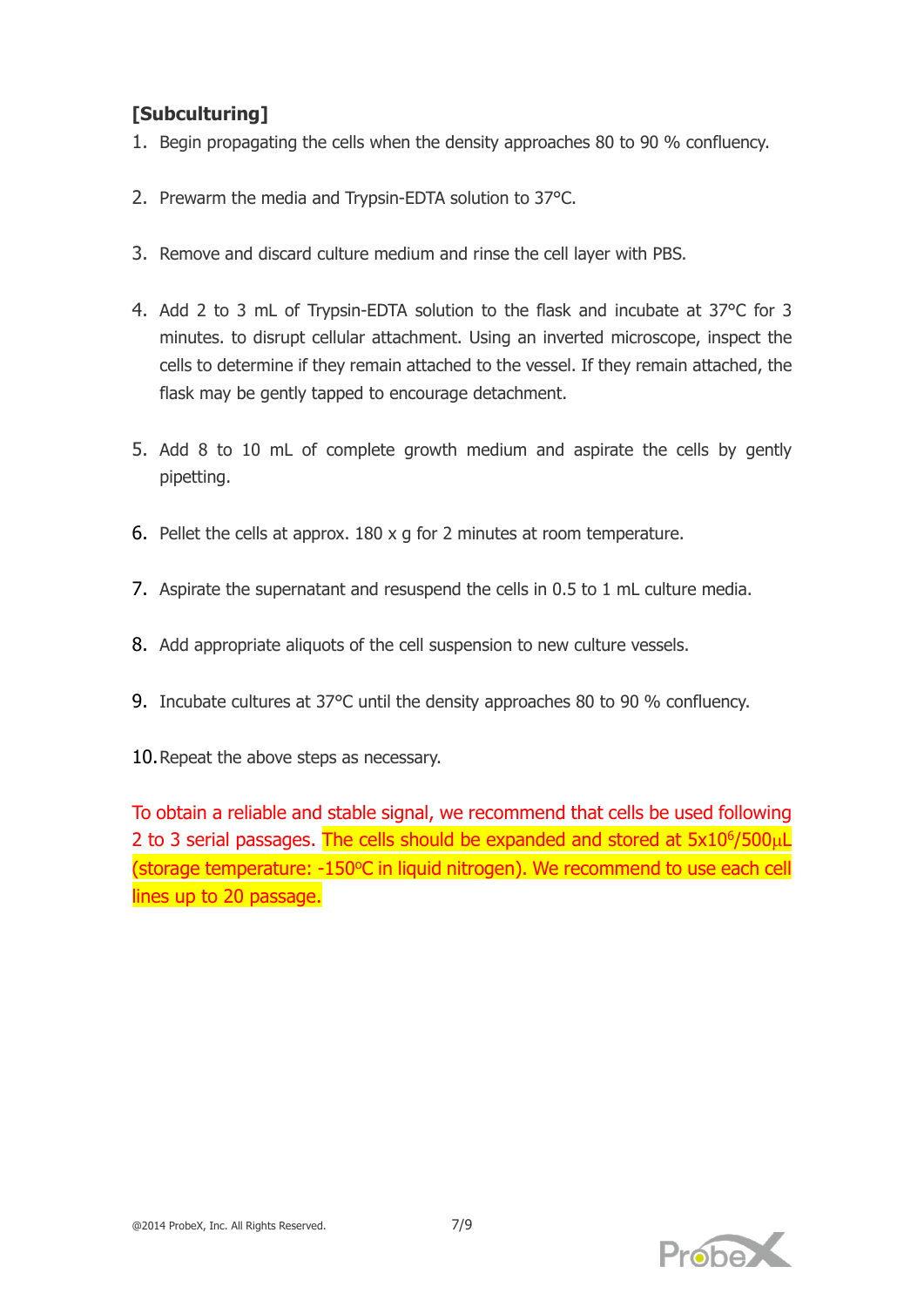## [Subculturing]

1. Begin propagating the cells when the density approaches 80 to 90 % confluency.

2. Prewarm the media and Trypsin-EDTA solution to 37°C.

3. Remove and discard culture medium and rinse the cell layer with PBS.

4. Add 2 to 3 mL of Trypsin-EDTA solution to the flask and incubate at 37°C for 3 minutes. to disrupt cellular attachment. Using an inverted microscope, inspect the cells to determine if they remain attached to the vessel. If they remain attached, the flask may be gently tapped to encourage detachment.

5. Add 8 to 10 mL of complete growth medium and aspirate the cells by gently pipetting.

6. Pellet the cells at approx. 180 x g for 2 minutes at room temperature.

7. Aspirate the supernatant and resuspend the cells in 0.5 to 1 mL culture media.

8. Add appropriate aliquots of the cell suspension to new culture vessels.

9. Incubate cultures at 37°C until the density approaches 80 to 90 % confluency.

10. Repeat the above steps as necessary.

To obtain a reliable and stable signal, we recommend that cells be used following 2 to 3 serial passages. The cells should be expanded and stored at $5x10^6$/500μL (storage temperature: -150°C in liquid nitrogen). We recommend to use each cell lines up to 20 passage.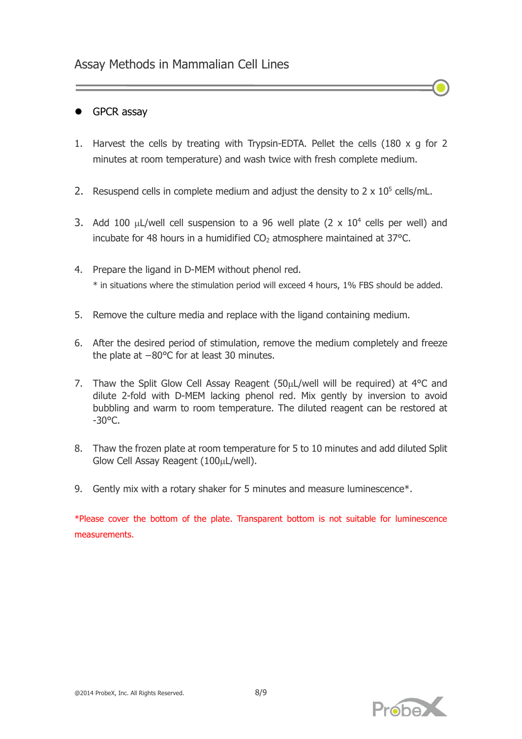# Assay Methods in Mammalian Cell Lines

- GPCR assay

1. Harvest the cells by treating with Trypsin-EDTA. Pellet the cells (180 x g for 2 minutes at room temperature) and wash twice with fresh complete medium.

2. Resuspend cells in complete medium and adjust the density to 2 x $10^5$ cells/mL.

3. Add 100 μL/well cell suspension to a 96 well plate (2 x $10^4$ cells per well) and incubate for 48 hours in a humidified $CO_2$ atmosphere maintained at 37°C.

4. Prepare the ligand in D-MEM without phenol red.
   * in situations where the stimulation period will exceed 4 hours, 1% FBS should be added.

5. Remove the culture media and replace with the ligand containing medium.

6. After the desired period of stimulation, remove the medium completely and freeze the plate at −80°C for at least 30 minutes.

7. Thaw the Split Glow Cell Assay Reagent (50μL/well will be required) at 4°C and dilute 2-fold with D-MEM lacking phenol red. Mix gently by inversion to avoid bubbling and warm to room temperature. The diluted reagent can be restored at -30°C.

8. Thaw the frozen plate at room temperature for 5 to 10 minutes and add diluted Split Glow Cell Assay Reagent (100μL/well).

9. Gently mix with a rotary shaker for 5 minutes and measure luminescence*.

*Please cover the bottom of the plate. Transparent bottom is not suitable for luminescence measurements.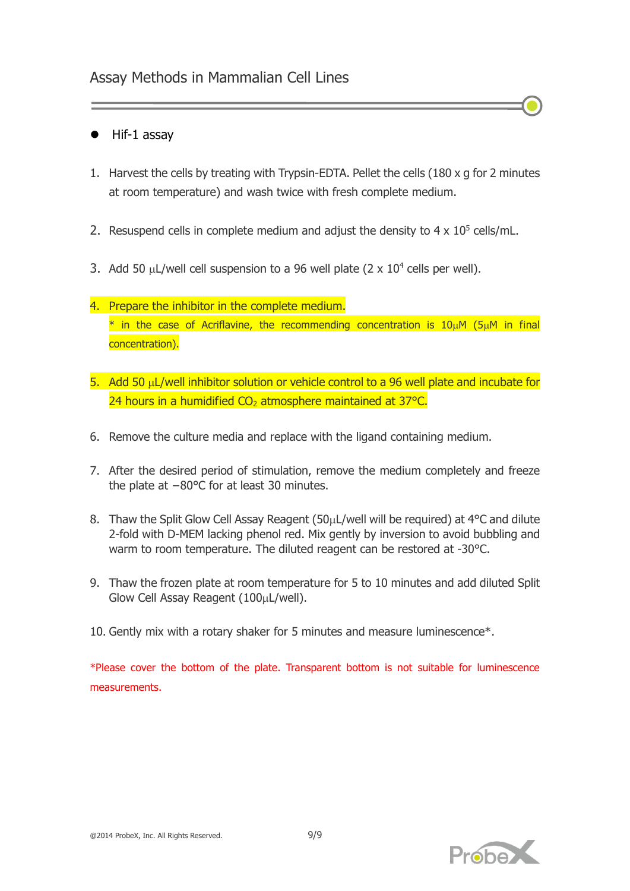## Assay Methods in Mammalian Cell Lines

- Hif-1 assay

1. Harvest the cells by treating with Trypsin-EDTA. Pellet the cells (180 x g for 2 minutes at room temperature) and wash twice with fresh complete medium.

2. Resuspend cells in complete medium and adjust the density to 4 x $10^5$ cells/mL.

3. Add 50 μL/well cell suspension to a 96 well plate (2 x $10^4$ cells per well).

4. Prepare the inhibitor in the complete medium.
   * in the case of Acriflavine, the recommending concentration is 10μM (5μM in final concentration).

5. Add 50 μL/well inhibitor solution or vehicle control to a 96 well plate and incubate for 24 hours in a humidified $CO_2$ atmosphere maintained at 37°C.

6. Remove the culture media and replace with the ligand containing medium.

7. After the desired period of stimulation, remove the medium completely and freeze the plate at −80°C for at least 30 minutes.

8. Thaw the Split Glow Cell Assay Reagent (50μL/well will be required) at 4°C and dilute 2-fold with D-MEM lacking phenol red. Mix gently by inversion to avoid bubbling and warm to room temperature. The diluted reagent can be restored at -30°C.

9. Thaw the frozen plate at room temperature for 5 to 10 minutes and add diluted Split Glow Cell Assay Reagent (100μL/well).

10. Gently mix with a rotary shaker for 5 minutes and measure luminescence*.

*Please cover the bottom of the plate. Transparent bottom is not suitable for luminescence measurements.

@2014 ProbeX, Inc. All Rights Reserved.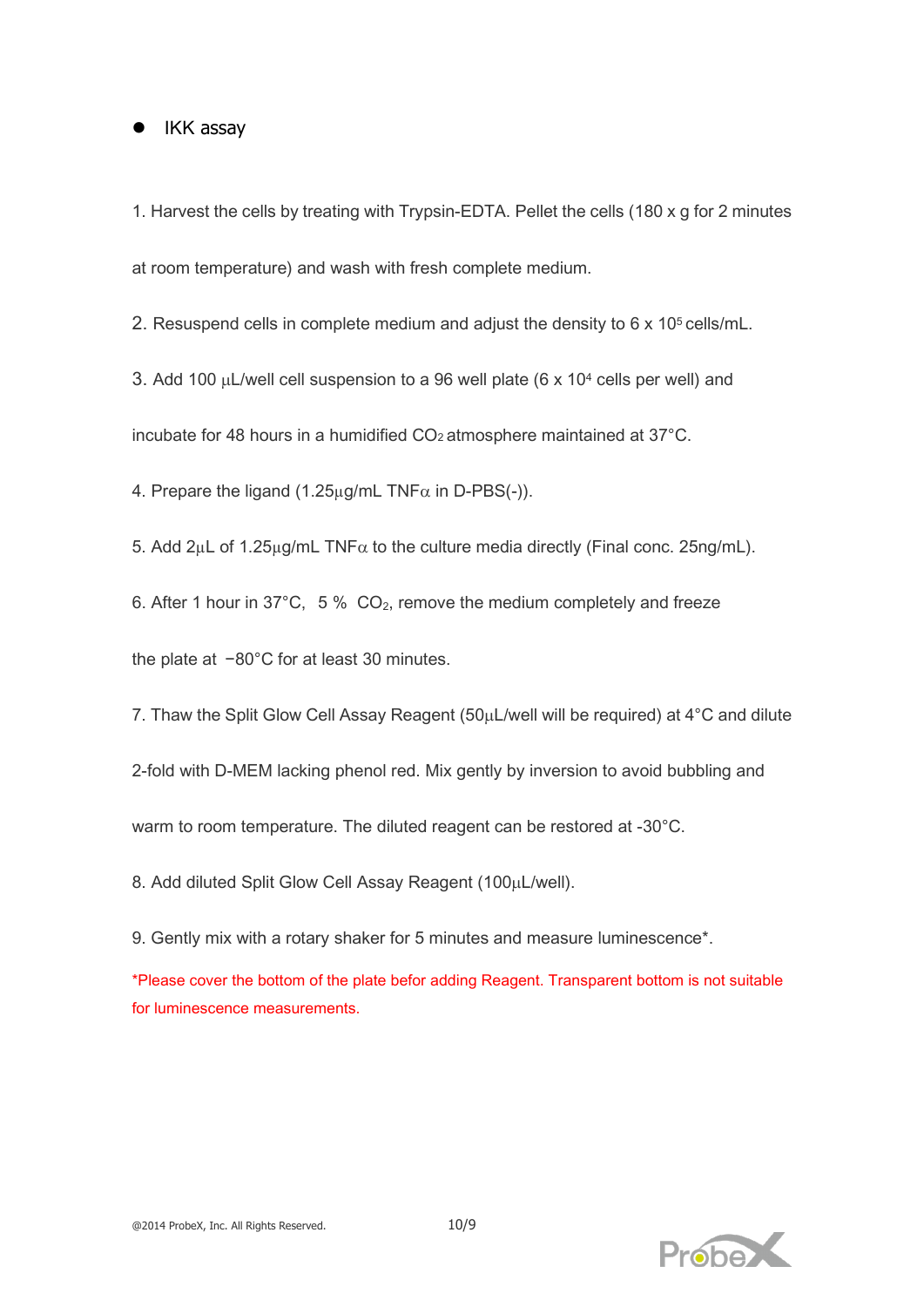- IKK assay

1. Harvest the cells by treating with Trypsin-EDTA. Pellet the cells (180 x g for 2 minutes at room temperature) and wash with fresh complete medium.

2. Resuspend cells in complete medium and adjust the density to 6 x $10^5$ cells/mL.

3. Add 100 μL/well cell suspension to a 96 well plate (6 x $10^4$ cells per well) and incubate for 48 hours in a humidified $CO_2$ atmosphere maintained at 37°C.

4. Prepare the ligand (1.25μg/mL TNFα in D-PBS(-)).

5. Add 2μL of 1.25μg/mL TNFα to the culture media directly (Final conc. 25ng/mL).

6. After 1 hour in 37°C, 5 % $CO_2$, remove the medium completely and freeze the plate at −80°C for at least 30 minutes.

7. Thaw the Split Glow Cell Assay Reagent (50μL/well will be required) at 4°C and dilute 2-fold with D-MEM lacking phenol red. Mix gently by inversion to avoid bubbling and warm to room temperature. The diluted reagent can be restored at -30°C.

8. Add diluted Split Glow Cell Assay Reagent (100μL/well).

9. Gently mix with a rotary shaker for 5 minutes and measure luminescence*.

*Please cover the bottom of the plate befor adding Reagent. Transparent bottom is not suitable for luminescence measurements.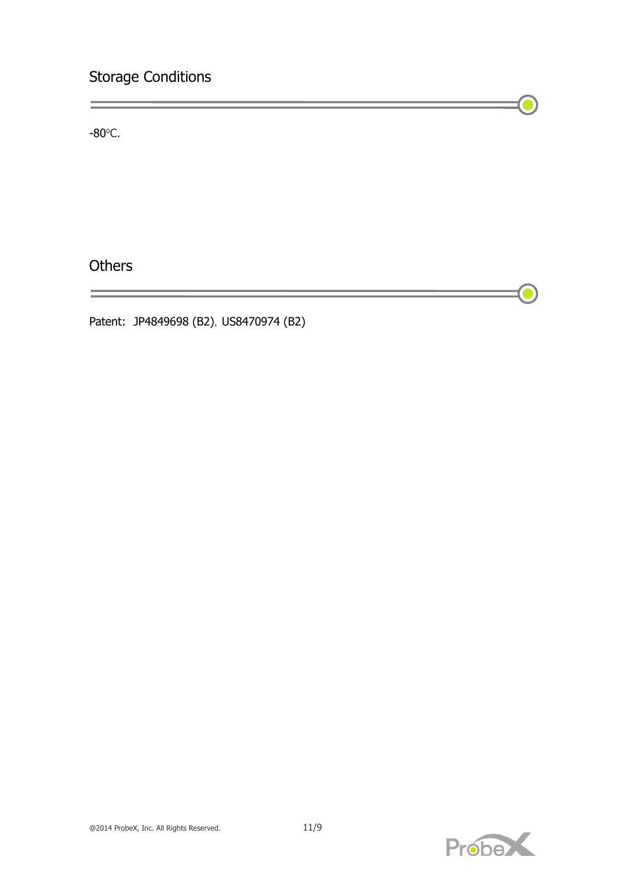## Storage Conditions

-80°C.

## Others

Patent: JP4849698 (B2), US8470974 (B2)